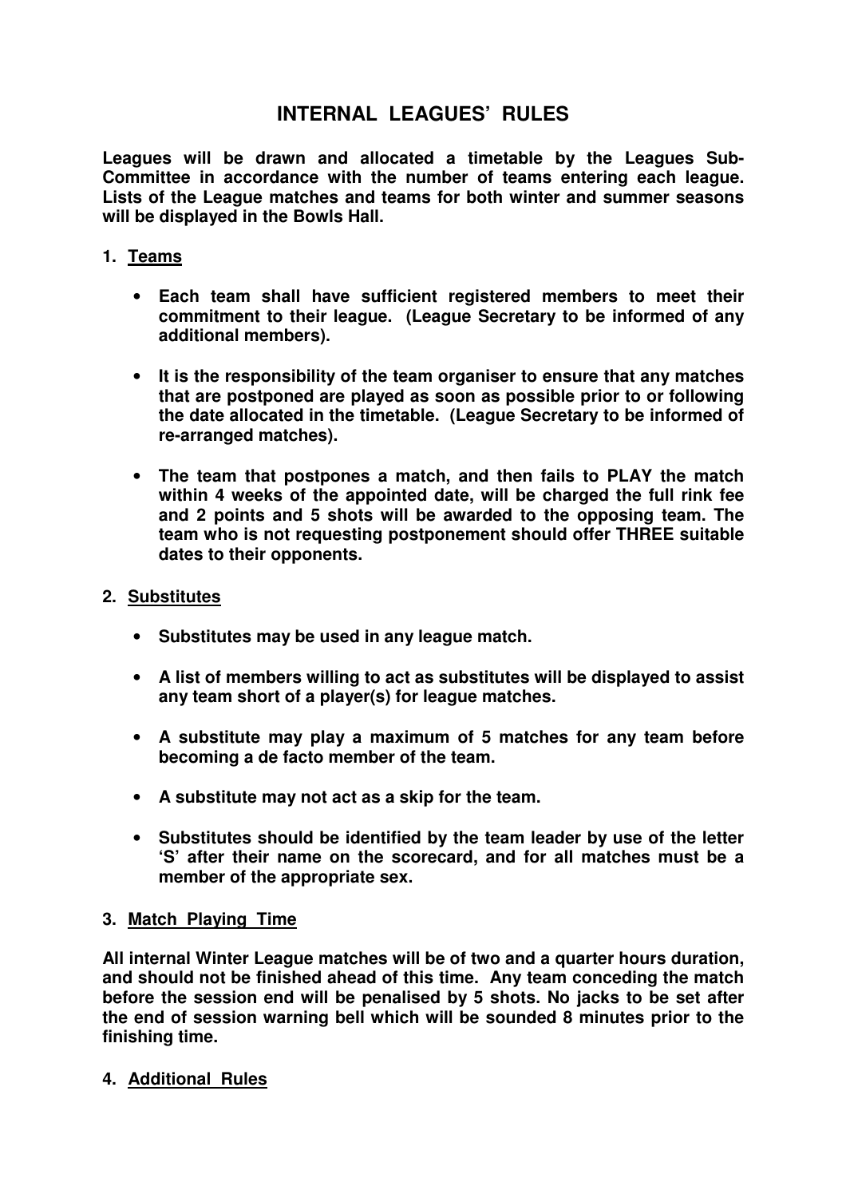# INTERNAL LEAGUES' RULES

**Leagues will be drawn and allocated a timetable by the Leagues Sub-Committee in accordance with the number of teams entering each league. Lists of the League matches and teams for both winter and summer seasons will be displayed in the Bowls Hall.**

## 1. Teams

- **Each team shall have sufficient registered members to meet their commitment to their league. (League Secretary to be informed of any additional members).**
- **It is the responsibility of the team organiser to ensure that any matches that are postponed are played as soon as possible prior to or following the date allocated in the timetable. (League Secretary to be informed of re-arranged matches).**
- **The team that postpones a match, and then fails to PLAY the match within 4 weeks of the appointed date, will be charged the full rink fee and 2 points and 5 shots will be awarded to the opposing team. The team who is not requesting postponement should offer THREE suitable dates to their opponents.**

## 2. Substitutes

- **Substitutes may be used in any league match.**
- **A list of members willing to act as substitutes will be displayed to assist any team short of a player(s) for league matches.**
- **A substitute may play a maximum of 5 matches for any team before becoming a de facto member of the team.**
- **A substitute may not act as a skip for the team.**
- **Substitutes should be identified by the team leader by use of the letter 'S' after their name on the scorecard, and for all matches must be a member of the appropriate sex.**

## 3. Match Playing Time

**All internal Winter League matches will be of two and a quarter hours duration, and should not be finished ahead of this time. Any team conceding the match before the session end will be penalised by 5 shots. No jacks to be set after the end of session warning bell which will be sounded 8 minutes prior to the finishing time.**

## 4. Additional Rules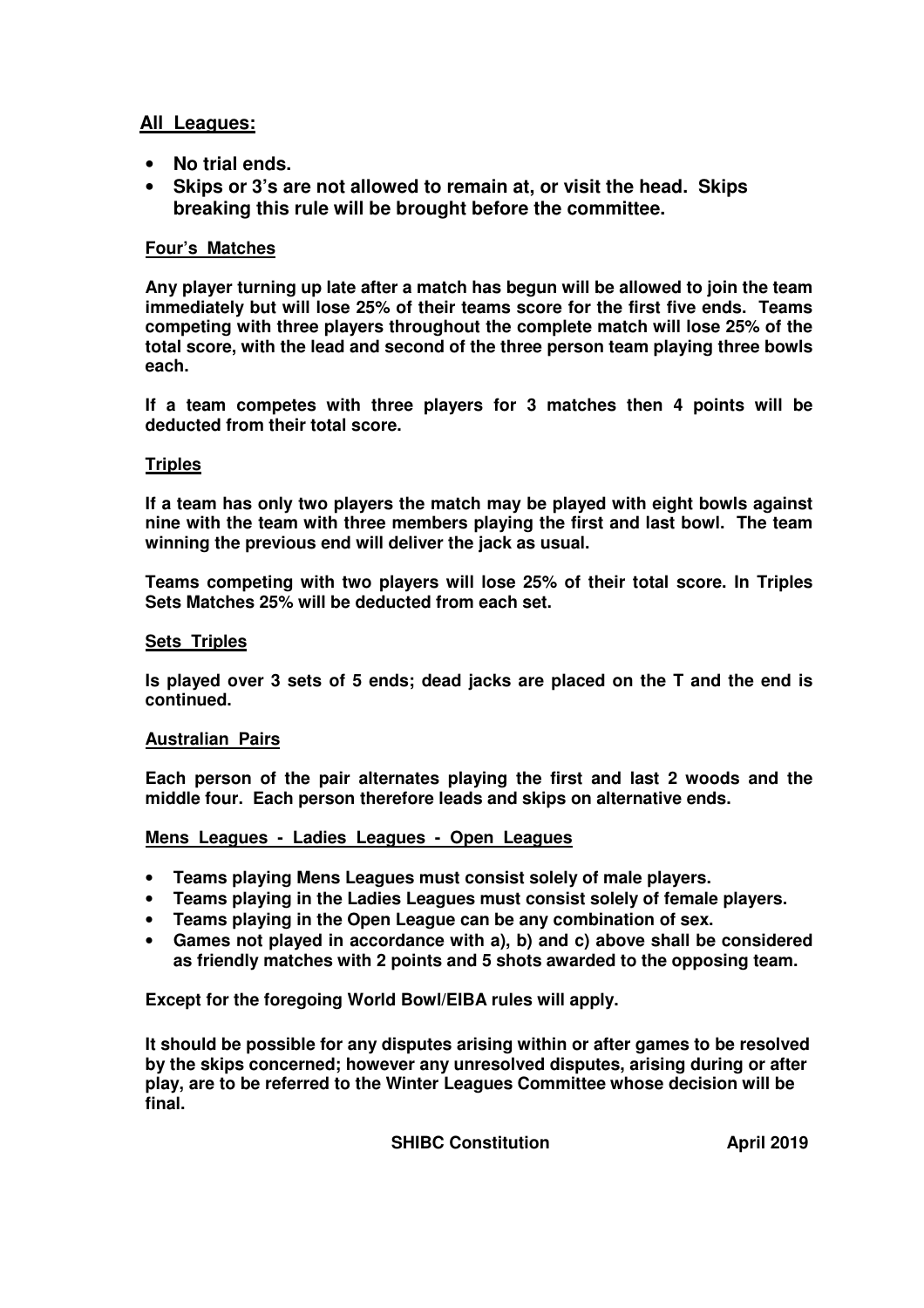## All Leagues:

- **No trial ends.**
- **Skips or 3's are not allowed to remain at, or visit the head. Skips breaking this rule will be brought before the committee.**

### Four's Matches

**Any player turning up late after a match has begun will be allowed to join the team immediately but will lose 25% of their teams score for the first five ends. Teams competing with three players throughout the complete match will lose 25% of the total score, with the lead and second of the three person team playing three bowls each.**

**If a team competes with three players for 3 matches then 4 points will be deducted from their total score.**

### Triples

**If a team has only two players the match may be played with eight bowls against nine with the team with three members playing the first and last bowl. The team winning the previous end will deliver the jack as usual.**

**Teams competing with two players will lose 25% of their total score. In Triples Sets Matches 25% will be deducted from each set.**

### Sets Triples

**Is played over 3 sets of 5 ends; dead jacks are placed on the T and the end is continued.**

### Australian Pairs

**Each person of the pair alternates playing the first and last 2 woods and the middle four. Each person therefore leads and skips on alternative ends.**

### Mens Leagues - Ladies Leagues - Open Leagues

- **Teams playing Mens Leagues must consist solely of male players.**
- **Teams playing in the Ladies Leagues must consist solely of female players.**
- **Teams playing in the Open League can be any combination of sex.**
- **Games not played in accordance with a), b) and c) above shall be considered as friendly matches with 2 points and 5 shots awarded to the opposing team.**

**Except for the foregoing World Bowl/EIBA rules will apply.**

**It should be possible for any disputes arising within or after games to be resolved by the skips concerned; however any unresolved disputes, arising during or after play, are to be referred to the Winter Leagues Committee whose decision will be final.**

**SHIBC Constitution April 2019**